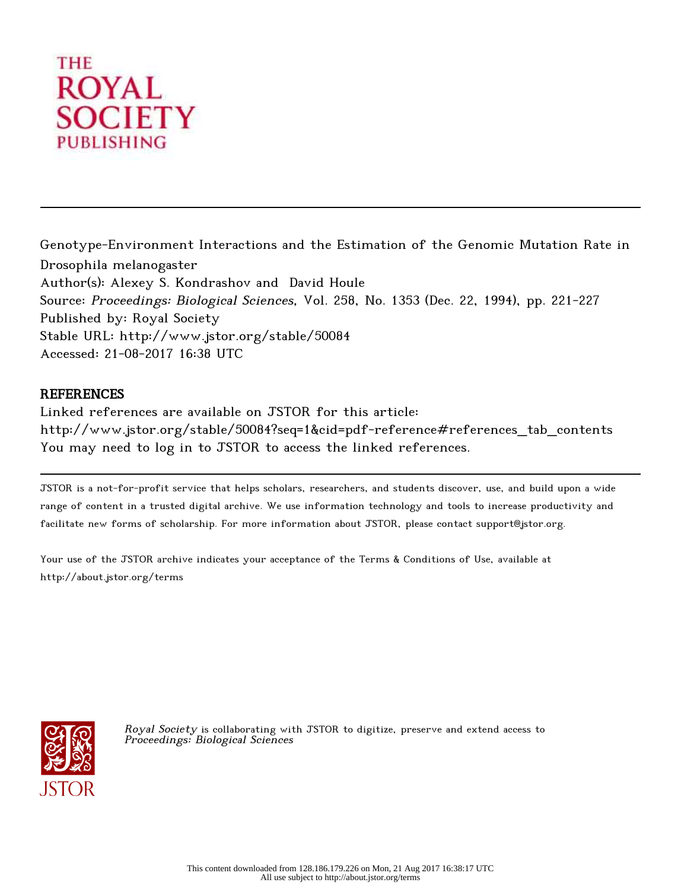Genotype-Environment Interactions and the Estimation of the Genomic Mutation Rate in Drosophila melanogaster

Author(s): Alexey S. Kondrashov and David Houle

Source: *Proceedings: Biological Sciences*, Vol. 258, No. 1353 (Dec. 22, 1994), pp. 221-227

Published by: Royal Society

Stable URL: http://www.jstor.org/stable/50084

Accessed: 21-08-2017 16:38 UTC

## REFERENCES

Linked references are available on JSTOR for this article:
http://www.jstor.org/stable/50084?seq=1&cid=pdf-reference#references_tab_contents
You may need to log in to JSTOR to access the linked references.

JSTOR is a not-for-profit service that helps scholars, researchers, and students discover, use, and build upon a wide range of content in a trusted digital archive. We use information technology and tools to increase productivity and facilitate new forms of scholarship. For more information about JSTOR, please contact support@jstor.org.

Your use of the JSTOR archive indicates your acceptance of the Terms & Conditions of Use, available at http://about.jstor.org/terms

*Royal Society* is collaborating with JSTOR to digitize, preserve and extend access to *Proceedings: Biological Sciences*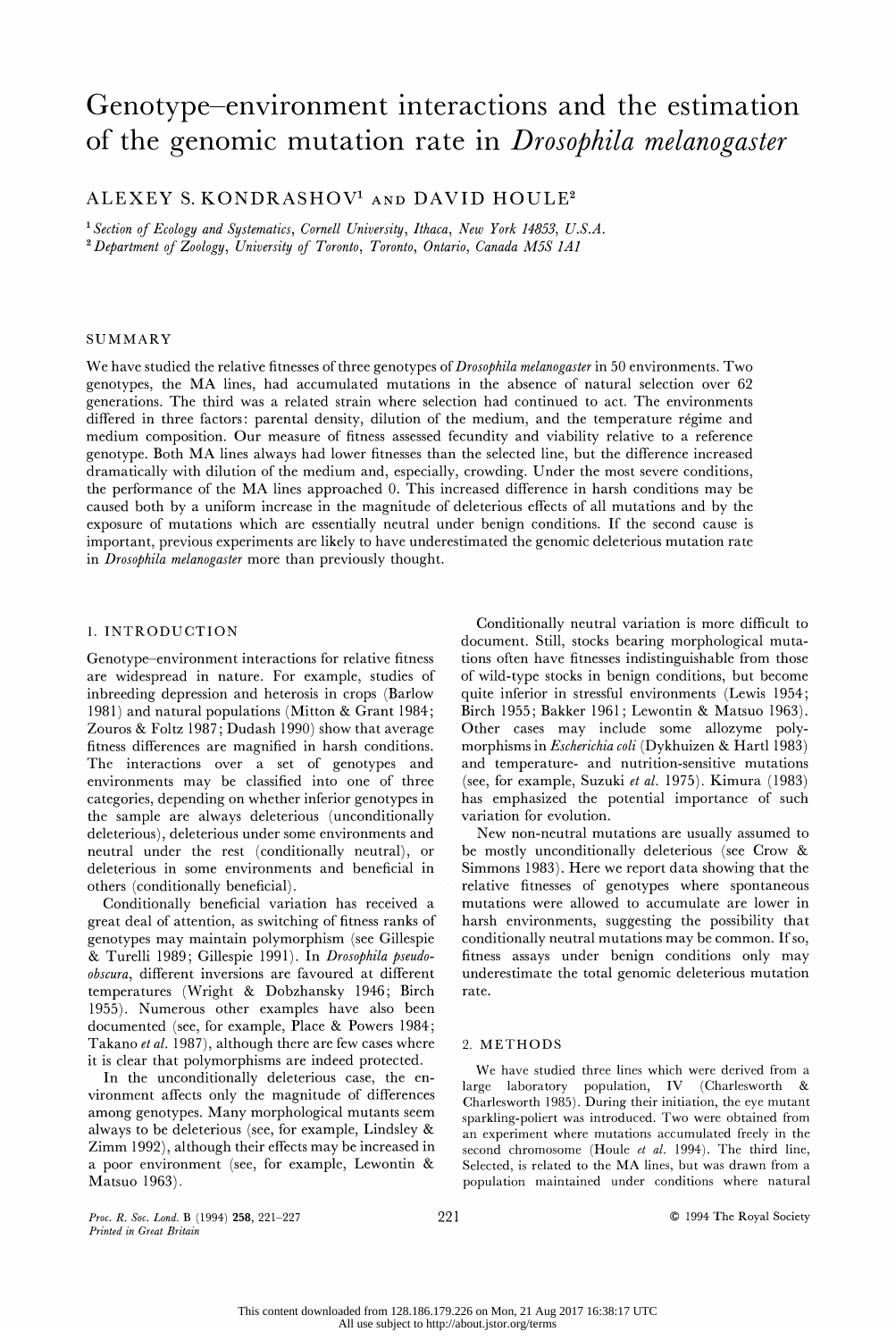# Genotype–environment interactions and the estimation of the genomic mutation rate in *Drosophila melanogaster*

ALEXEY S. KONDRASHOV[1] AND DAVID HOULE[2]

[1] *Section of Ecology and Systematics, Cornell University, Ithaca, New York 14853, U.S.A.*
[2] *Department of Zoology, University of Toronto, Toronto, Ontario, Canada M5S 1A1*

## SUMMARY

We have studied the relative fitnesses of three genotypes of *Drosophila melanogaster* in 50 environments. Two genotypes, the MA lines, had accumulated mutations in the absence of natural selection over 62 generations. The third was a related strain where selection had continued to act. The environments differed in three factors: parental density, dilution of the medium, and the temperature régime and medium composition. Our measure of fitness assessed fecundity and viability relative to a reference genotype. Both MA lines always had lower fitnesses than the selected line, but the difference increased dramatically with dilution of the medium and, especially, crowding. Under the most severe conditions, the performance of the MA lines approached 0. This increased difference in harsh conditions may be caused both by a uniform increase in the magnitude of deleterious effects of all mutations and by the exposure of mutations which are essentially neutral under benign conditions. If the second cause is important, previous experiments are likely to have underestimated the genomic deleterious mutation rate in *Drosophila melanogaster* more than previously thought.

## 1. INTRODUCTION

Genotype–environment interactions for relative fitness are widespread in nature. For example, studies of inbreeding depression and heterosis in crops (Barlow 1981) and natural populations (Mitton & Grant 1984; Zouros & Foltz 1987; Dudash 1990) show that average fitness differences are magnified in harsh conditions. The interactions over a set of genotypes and environments may be classified into one of three categories, depending on whether inferior genotypes in the sample are always deleterious (unconditionally deleterious), deleterious under some environments and neutral under the rest (conditionally neutral), or deleterious in some environments and beneficial in others (conditionally beneficial).

Conditionally beneficial variation has received a great deal of attention, as switching of fitness ranks of genotypes may maintain polymorphism (see Gillespie & Turelli 1989; Gillespie 1991). In *Drosophila pseudoobscura*, different inversions are favoured at different temperatures (Wright & Dobzhansky 1946; Birch 1955). Numerous other examples have also been documented (see, for example, Place & Powers 1984; Takano *et al.* 1987), although there are few cases where it is clear that polymorphisms are indeed protected.

In the unconditionally deleterious case, the environment affects only the magnitude of differences among genotypes. Many morphological mutants seem always to be deleterious (see, for example, Lindsley & Zimm 1992), although their effects may be increased in a poor environment (see, for example, Lewontin & Matsuo 1963).

Conditionally neutral variation is more difficult to document. Still, stocks bearing morphological mutations often have fitnesses indistinguishable from those of wild-type stocks in benign conditions, but become quite inferior in stressful environments (Lewis 1954; Birch 1955; Bakker 1961; Lewontin & Matsuo 1963). Other cases may include some allozyme polymorphisms in *Escherichia coli* (Dykhuizen & Hartl 1983) and temperature- and nutrition-sensitive mutations (see, for example, Suzuki *et al.* 1975). Kimura (1983) has emphasized the potential importance of such variation for evolution.

New non-neutral mutations are usually assumed to be mostly unconditionally deleterious (see Crow & Simmons 1983). Here we report data showing that the relative fitnesses of genotypes where spontaneous mutations were allowed to accumulate are lower in harsh environments, suggesting the possibility that conditionally neutral mutations may be common. If so, fitness assays under benign conditions only may underestimate the total genomic deleterious mutation rate.

## 2. METHODS

We have studied three lines which were derived from a large laboratory population, IV (Charlesworth & Charlesworth 1985). During their initiation, the eye mutant sparkling-poliert was introduced. Two were obtained from an experiment where mutations accumulated freely in the second chromosome (Houle *et al.* 1994). The third line, Selected, is related to the MA lines, but was drawn from a population maintained under conditions where natural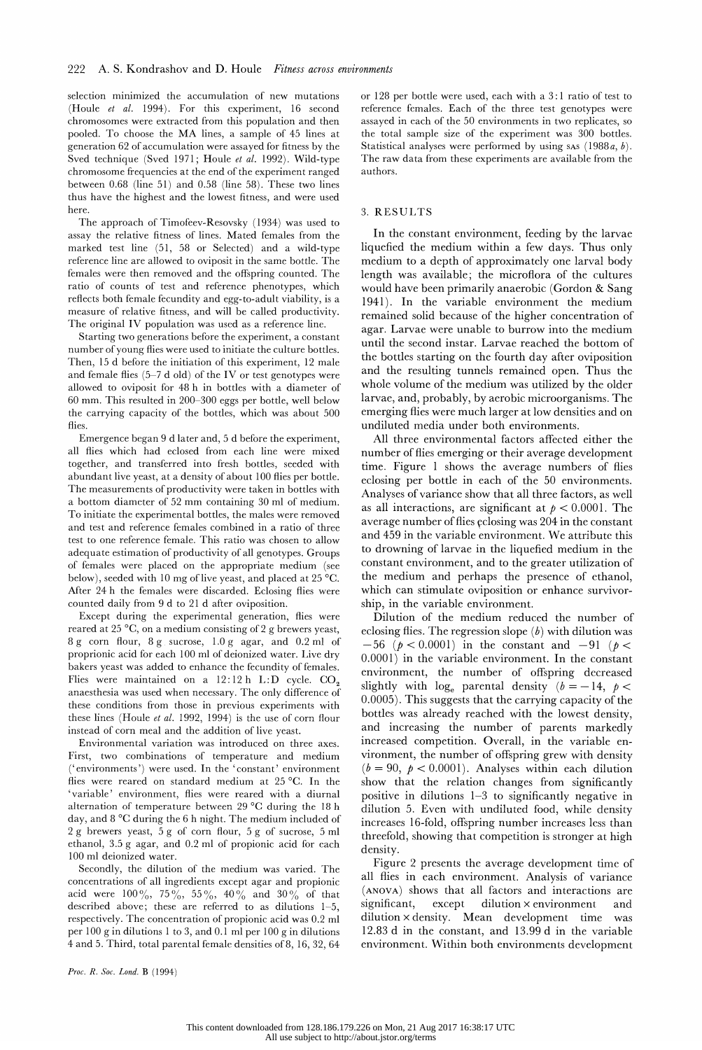selection minimized the accumulation of new mutations (Houle *et al.* 1994). For this experiment, 16 second chromosomes were extracted from this population and then pooled. To choose the MA lines, a sample of 45 lines at generation 62 of accumulation were assayed for fitness by the Sved technique (Sved 1971; Houle *et al.* 1992). Wild-type chromosome frequencies at the end of the experiment ranged between 0.68 (line 51) and 0.58 (line 58). These two lines thus have the highest and the lowest fitness, and were used here.

The approach of Timofeev-Resovsky (1934) was used to assay the relative fitness of lines. Mated females from the marked test line (51, 58 or Selected) and a wild-type reference line are allowed to oviposit in the same bottle. The females were then removed and the offspring counted. The ratio of counts of test and reference phenotypes, which reflects both female fecundity and egg-to-adult viability, is a measure of relative fitness, and will be called productivity. The original IV population was used as a reference line.

Starting two generations before the experiment, a constant number of young flies were used to initiate the culture bottles. Then, 15 d before the initiation of this experiment, 12 male and female flies (5–7 d old) of the IV or test genotypes were allowed to oviposit for 48 h in bottles with a diameter of 60 mm. This resulted in 200–300 eggs per bottle, well below the carrying capacity of the bottles, which was about 500 flies.

Emergence began 9 d later and, 5 d before the experiment, all flies which had eclosed from each line were mixed together, and transferred into fresh bottles, seeded with abundant live yeast, at a density of about 100 flies per bottle. The measurements of productivity were taken in bottles with a bottom diameter of 52 mm containing 30 ml of medium. To initiate the experimental bottles, the males were removed and test and reference females combined in a ratio of three test to one reference female. This ratio was chosen to allow adequate estimation of productivity of all genotypes. Groups of females were placed on the appropriate medium (see below), seeded with 10 mg of live yeast, and placed at 25 °C. After 24 h the females were discarded. Eclosing flies were counted daily from 9 d to 21 d after oviposition.

Except during the experimental generation, flies were reared at 25 °C, on a medium consisting of 2 g brewers yeast, 8 g corn flour, 8 g sucrose, 1.0 g agar, and 0.2 ml of proprionic acid for each 100 ml of deionized water. Live dry bakers yeast was added to enhance the fecundity of females. Flies were maintained on a 12:12 h L:D cycle. $CO_2$ anaesthesia was used when necessary. The only difference of these conditions from those in previous experiments with these lines (Houle *et al.* 1992, 1994) is the use of corn flour instead of corn meal and the addition of live yeast.

Environmental variation was introduced on three axes. First, two combinations of temperature and medium ('environments') were used. In the 'constant' environment flies were reared on standard medium at 25 °C. In the 'variable' environment, flies were reared with a diurnal alternation of temperature between 29 °C during the 18 h day, and 8 °C during the 6 h night. The medium included of 2 g brewers yeast, 5 g of corn flour, 5 g of sucrose, 5 ml ethanol, 3.5 g agar, and 0.2 ml of propionic acid for each 100 ml deionized water.

Secondly, the dilution of the medium was varied. The concentrations of all ingredients except agar and propionic acid were 100%, 75%, 55%, 40% and 30% of that described above; these are referred to as dilutions 1–5, respectively. The concentration of propionic acid was 0.2 ml per 100 g in dilutions 1 to 3, and 0.1 ml per 100 g in dilutions 4 and 5. Third, total parental female densities of 8, 16, 32, 64 or 128 per bottle were used, each with a 3:1 ratio of test to reference females. Each of the three test genotypes were assayed in each of the 50 environments in two replicates, so the total sample size of the experiment was 300 bottles. Statistical analyses were performed by using SAS (1988*a*, *b*). The raw data from these experiments are available from the authors.

## 3. RESULTS

In the constant environment, feeding by the larvae liquefied the medium within a few days. Thus only medium to a depth of approximately one larval body length was available; the microflora of the cultures would have been primarily anaerobic (Gordon & Sang 1941). In the variable environment the medium remained solid because of the higher concentration of agar. Larvae were unable to burrow into the medium until the second instar. Larvae reached the bottom of the bottles starting on the fourth day after oviposition and the resulting tunnels remained open. Thus the whole volume of the medium was utilized by the older larvae, and, probably, by aerobic microorganisms. The emerging flies were much larger at low densities and on undiluted media under both environments.

All three environmental factors affected either the number of flies emerging or their average development time. Figure 1 shows the average numbers of flies eclosing per bottle in each of the 50 environments. Analyses of variance show that all three factors, as well as all interactions, are significant at $p < 0.0001$. The average number of flies eclosing was 204 in the constant and 459 in the variable environment. We attribute this to drowning of larvae in the liquefied medium in the constant environment, and to the greater utilization of the medium and perhaps the presence of ethanol, which can stimulate oviposition or enhance survivorship, in the variable environment.

Dilution of the medium reduced the number of eclosing flies. The regression slope ($b$) with dilution was $-56$ ($p < 0.0001$) in the constant and $-91$ ($p < 0.0001$) in the variable environment. In the constant environment, the number of offspring decreased slightly with $\log_e$ parental density ($b = -14$, $p < 0.0005$). This suggests that the carrying capacity of the bottles was already reached with the lowest density, and increasing the number of parents markedly increased competition. Overall, in the variable environment, the number of offspring grew with density ($b = 90$, $p < 0.0001$). Analyses within each dilution show that the relation changes from significantly positive in dilutions 1–3 to significantly negative in dilution 5. Even with undiluted food, while density increases 16-fold, offspring number increases less than threefold, showing that competition is stronger at high density.

Figure 2 presents the average development time of all flies in each environment. Analysis of variance (ANOVA) shows that all factors and interactions are significant, except dilution × environment and dilution × density. Mean development time was 12.83 d in the constant, and 13.99 d in the variable environment. Within both environments development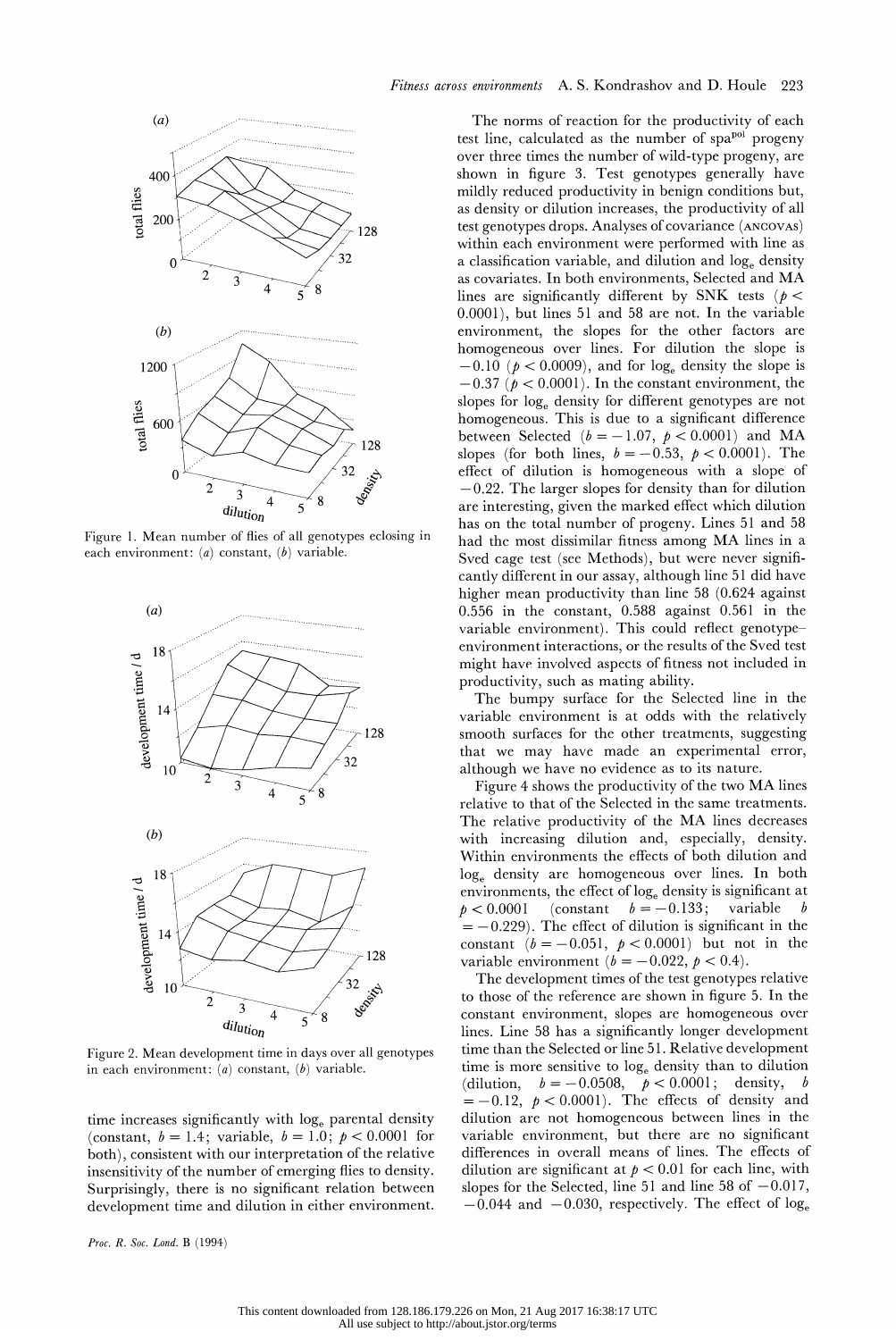Figure 1. Mean number of flies of all genotypes eclosing in each environment: (*a*) constant, (*b*) variable.

Figure 2. Mean development time in days over all genotypes in each environment: (*a*) constant, (*b*) variable.

time increases significantly with $\log_e$ parental density (constant, $b = 1.4$; variable, $b = 1.0$; $p < 0.0001$ for both), consistent with our interpretation of the relative insensitivity of the number of emerging flies to density. Surprisingly, there is no significant relation between development time and dilution in either environment.

The norms of reaction for the productivity of each test line, calculated as the number of $spa^{pol}$ progeny over three times the number of wild-type progeny, are shown in figure 3. Test genotypes generally have mildly reduced productivity in benign conditions but, as density or dilution increases, the productivity of all test genotypes drops. Analyses of covariance (ANCOVAS) within each environment were performed with line as a classification variable, and dilution and $\log_e$ density as covariates. In both environments, Selected and MA lines are significantly different by SNK tests ($p < 0.0001$), but lines 51 and 58 are not. In the variable environment, the slopes for the other factors are homogeneous over lines. For dilution the slope is $-0.10$ ($p < 0.0009$), and for $\log_e$ density the slope is $-0.37$ ($p < 0.0001$). In the constant environment, the slopes for $\log_e$ density for different genotypes are not homogeneous. This is due to a significant difference between Selected ($b = -1.07$, $p < 0.0001$) and MA slopes (for both lines, $b = -0.53$, $p < 0.0001$). The effect of dilution is homogeneous with a slope of $-0.22$. The larger slopes for density than for dilution are interesting, given the marked effect which dilution has on the total number of progeny. Lines 51 and 58 had the most dissimilar fitness among MA lines in a Sved cage test (see Methods), but were never significantly different in our assay, although line 51 did have higher mean productivity than line 58 (0.624 against 0.556 in the constant, 0.588 against 0.561 in the variable environment). This could reflect genotype–environment interactions, or the results of the Sved test might have involved aspects of fitness not included in productivity, such as mating ability.

The bumpy surface for the Selected line in the variable environment is at odds with the relatively smooth surfaces for the other treatments, suggesting that we may have made an experimental error, although we have no evidence as to its nature.

Figure 4 shows the productivity of the two MA lines relative to that of the Selected in the same treatments. The relative productivity of the MA lines decreases with increasing dilution and, especially, density. Within environments the effects of both dilution and $\log_e$ density are homogeneous over lines. In both environments, the effect of $\log_e$ density is significant at $p < 0.0001$ (constant $b = -0.133$; variable $b = -0.229$). The effect of dilution is significant in the constant ($b = -0.051$, $p < 0.0001$) but not in the variable environment ($b = -0.022$, $p < 0.4$).

The development times of the test genotypes relative to those of the reference are shown in figure 5. In the constant environment, slopes are homogeneous over lines. Line 58 has a significantly longer development time than the Selected or line 51. Relative development time is more sensitive to $\log_e$ density than to dilution (dilution, $b = -0.0508$, $p < 0.0001$; density, $b = -0.12$, $p < 0.0001$). The effects of density and dilution are not homogeneous between lines in the variable environment, but there are no significant differences in overall means of lines. The effects of dilution are significant at $p < 0.01$ for each line, with slopes for the Selected, line 51 and line 58 of $-0.017$, $-0.044$ and $-0.030$, respectively. The effect of $\log_e$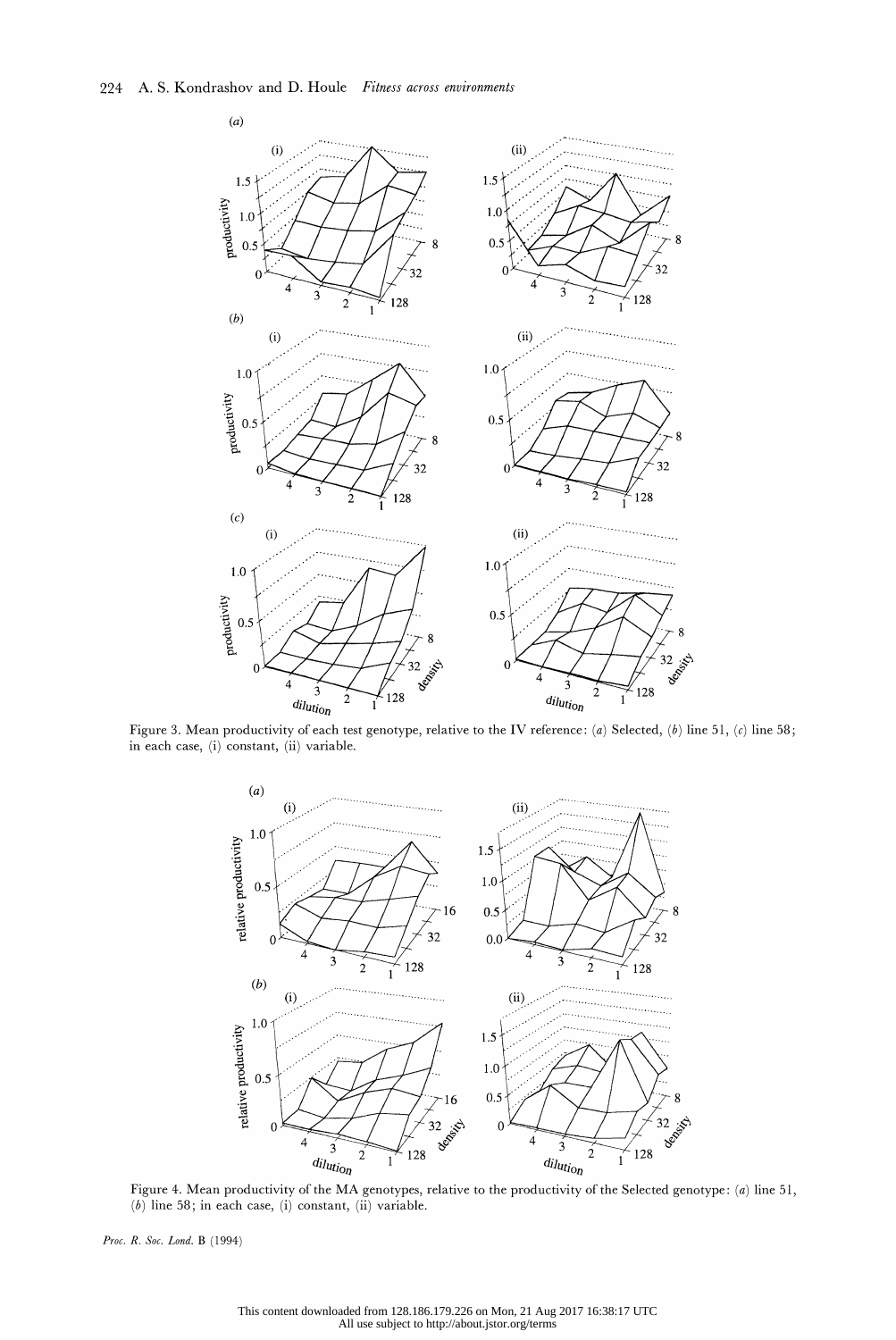Figure 3. Mean productivity of each test genotype, relative to the IV reference: (*a*) Selected, (*b*) line 51, (*c*) line 58; in each case, (i) constant, (ii) variable.

Figure 4. Mean productivity of the MA genotypes, relative to the productivity of the Selected genotype: (*a*) line 51, (*b*) line 58; in each case, (i) constant, (ii) variable.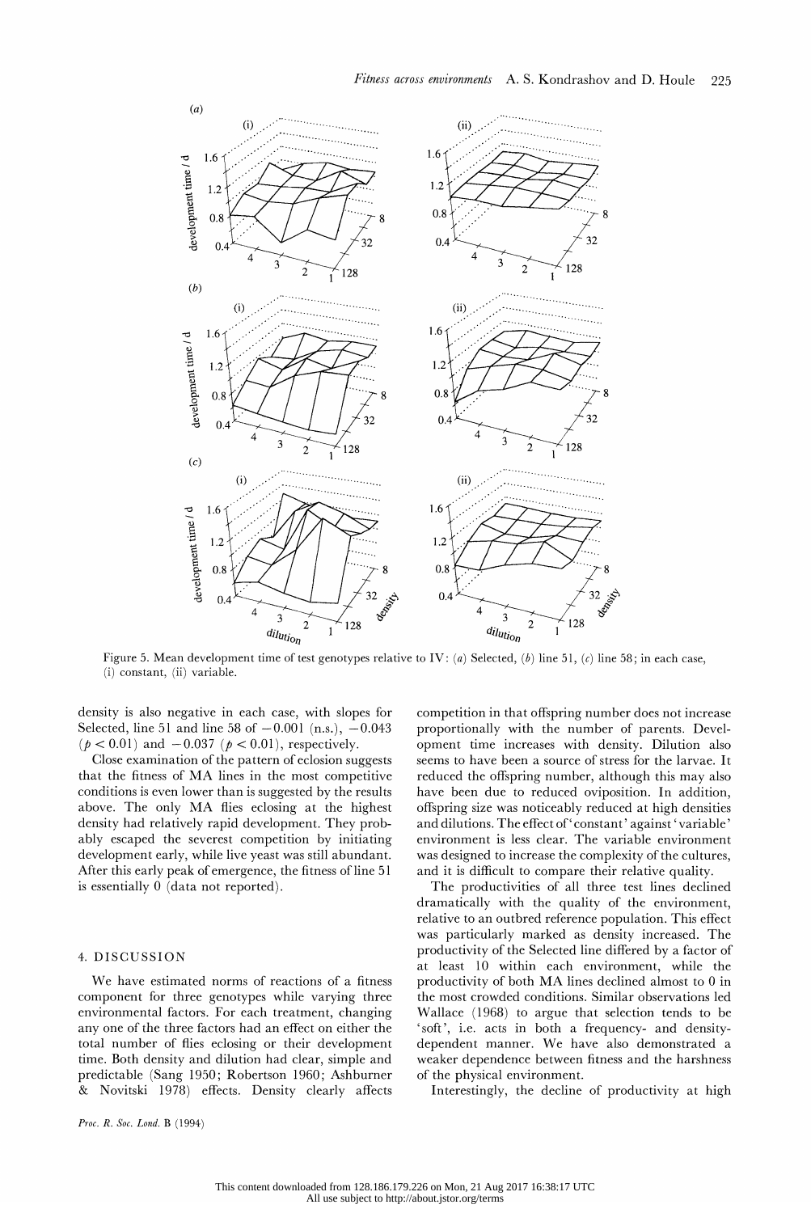Figure 5. Mean development time of test genotypes relative to IV: (*a*) Selected, (*b*) line 51, (*c*) line 58; in each case, (i) constant, (ii) variable.

density is also negative in each case, with slopes for Selected, line 51 and line 58 of $-0.001$ (n.s.), $-0.043$ ($p < 0.01$) and $-0.037$ ($p < 0.01$), respectively.

Close examination of the pattern of eclosion suggests that the fitness of MA lines in the most competitive conditions is even lower than is suggested by the results above. The only MA flies eclosing at the highest density had relatively rapid development. They probably escaped the severest competition by initiating development early, while live yeast was still abundant. After this early peak of emergence, the fitness of line 51 is essentially 0 (data not reported).

## 4. DISCUSSION

We have estimated norms of reactions of a fitness component for three genotypes while varying three environmental factors. For each treatment, changing any one of the three factors had an effect on either the total number of flies eclosing or their development time. Both density and dilution had clear, simple and predictable (Sang 1950; Robertson 1960; Ashburner & Novitski 1978) effects. Density clearly affects competition in that offspring number does not increase proportionally with the number of parents. Development time increases with density. Dilution also seems to have been a source of stress for the larvae. It reduced the offspring number, although this may also have been due to reduced oviposition. In addition, offspring size was noticeably reduced at high densities and dilutions. The effect of 'constant' against 'variable' environment is less clear. The variable environment was designed to increase the complexity of the cultures, and it is difficult to compare their relative quality.

The productivities of all three test lines declined dramatically with the quality of the environment, relative to an outbred reference population. This effect was particularly marked as density increased. The productivity of the Selected line differed by a factor of at least 10 within each environment, while the productivity of both MA lines declined almost to 0 in the most crowded conditions. Similar observations led Wallace (1968) to argue that selection tends to be 'soft', i.e. acts in both a frequency- and density-dependent manner. We have also demonstrated a weaker dependence between fitness and the harshness of the physical environment.

Interestingly, the decline of productivity at high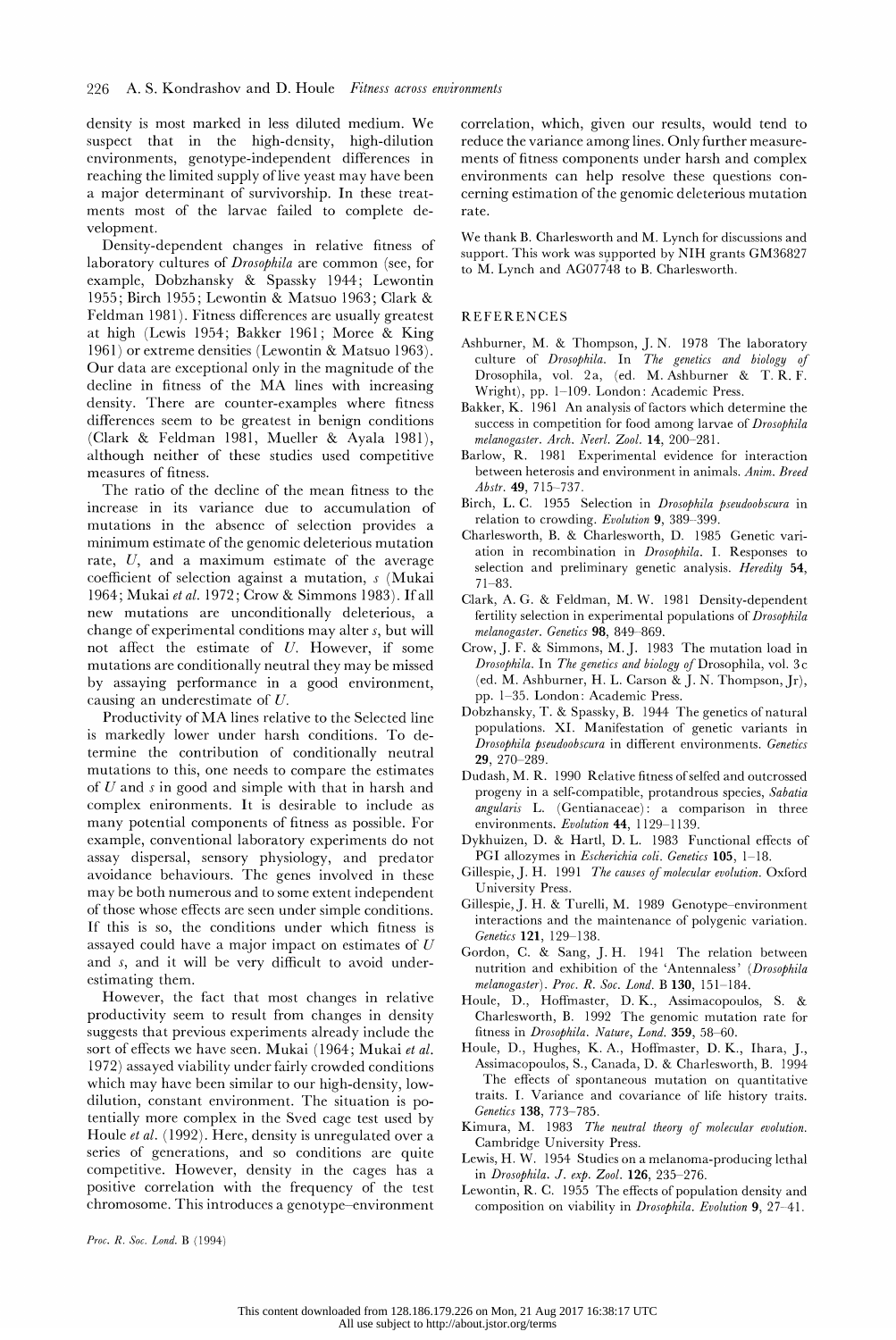density is most marked in less diluted medium. We suspect that in the high-density, high-dilution environments, genotype-independent differences in reaching the limited supply of live yeast may have been a major determinant of survivorship. In these treatments most of the larvae failed to complete development.

Density-dependent changes in relative fitness of laboratory cultures of *Drosophila* are common (see, for example, Dobzhansky & Spassky 1944; Lewontin 1955; Birch 1955; Lewontin & Matsuo 1963; Clark & Feldman 1981). Fitness differences are usually greatest at high (Lewis 1954; Bakker 1961; Moree & King 1961) or extreme densities (Lewontin & Matsuo 1963). Our data are exceptional only in the magnitude of the decline in fitness of the MA lines with increasing density. There are counter-examples where fitness differences seem to be greatest in benign conditions (Clark & Feldman 1981, Mueller & Ayala 1981), although neither of these studies used competitive measures of fitness.

The ratio of the decline of the mean fitness to the increase in its variance due to accumulation of mutations in the absence of selection provides a minimum estimate of the genomic deleterious mutation rate, $U$, and a maximum estimate of the average coefficient of selection against a mutation, $s$ (Mukai 1964; Mukai *et al.* 1972; Crow & Simmons 1983). If all new mutations are unconditionally deleterious, a change of experimental conditions may alter $s$, but will not affect the estimate of $U$. However, if some mutations are conditionally neutral they may be missed by assaying performance in a good environment, causing an underestimate of $U$.

Productivity of MA lines relative to the Selected line is markedly lower under harsh conditions. To determine the contribution of conditionally neutral mutations to this, one needs to compare the estimates of $U$ and $s$ in good and simple with that in harsh and complex enironments. It is desirable to include as many potential components of fitness as possible. For example, conventional laboratory experiments do not assay dispersal, sensory physiology, and predator avoidance behaviours. The genes involved in these may be both numerous and to some extent independent of those whose effects are seen under simple conditions. If this is so, the conditions under which fitness is assayed could have a major impact on estimates of $U$ and $s$, and it will be very difficult to avoid underestimating them.

However, the fact that most changes in relative productivity seem to result from changes in density suggests that previous experiments already include the sort of effects we have seen. Mukai (1964; Mukai *et al.* 1972) assayed viability under fairly crowded conditions which may have been similar to our high-density, low-dilution, constant environment. The situation is potentially more complex in the Sved cage test used by Houle *et al.* (1992). Here, density is unregulated over a series of generations, and so conditions are quite competitive. However, density in the cages has a positive correlation with the frequency of the test chromosome. This introduces a genotype–environment correlation, which, given our results, would tend to reduce the variance among lines. Only further measurements of fitness components under harsh and complex environments can help resolve these questions concerning estimation of the genomic deleterious mutation rate.

We thank B. Charlesworth and M. Lynch for discussions and support. This work was supported by NIH grants GM36827 to M. Lynch and AG07748 to B. Charlesworth.

## REFERENCES

Ashburner, M. & Thompson, J. N. 1978 The laboratory culture of *Drosophila*. In *The genetics and biology of* Drosophila, vol. 2a, (ed. M. Ashburner & T. R. F. Wright), pp. 1–109. London: Academic Press.

Bakker, K. 1961 An analysis of factors which determine the success in competition for food among larvae of *Drosophila melanogaster*. *Arch. Neerl. Zool.* **14**, 200–281.

Barlow, R. 1981 Experimental evidence for interaction between heterosis and environment in animals. *Anim. Breed Abstr.* **49**, 715–737.

Birch, L. C. 1955 Selection in *Drosophila pseudoobscura* in relation to crowding. *Evolution* **9**, 389–399.

Charlesworth, B. & Charlesworth, D. 1985 Genetic variation in recombination in *Drosophila*. I. Responses to selection and preliminary genetic analysis. *Heredity* **54**, 71–83.

Clark, A. G. & Feldman, M. W. 1981 Density-dependent fertility selection in experimental populations of *Drosophila melanogaster*. *Genetics* **98**, 849–869.

Crow, J. F. & Simmons, M. J. 1983 The mutation load in *Drosophila*. In *The genetics and biology of* Drosophila, vol. 3c (ed. M. Ashburner, H. L. Carson & J. N. Thompson, Jr), pp. 1–35. London: Academic Press.

Dobzhansky, T. & Spassky, B. 1944 The genetics of natural populations. XI. Manifestation of genetic variants in *Drosophila pseudoobscura* in different environments. *Genetics* **29**, 270–289.

Dudash, M. R. 1990 Relative fitness of selfed and outcrossed progeny in a self-compatible, protandrous species, *Sabatia angularis* L. (Gentianaceae): a comparison in three environments. *Evolution* **44**, 1129–1139.

Dykhuizen, D. & Hartl, D. L. 1983 Functional effects of PGI allozymes in *Escherichia coli*. *Genetics* **105**, 1–18.

Gillespie, J. H. 1991 *The causes of molecular evolution*. Oxford University Press.

Gillespie, J. H. & Turelli, M. 1989 Genotype–environment interactions and the maintenance of polygenic variation. *Genetics* **121**, 129–138.

Gordon, C. & Sang, J. H. 1941 The relation between nutrition and exhibition of the 'Antennaless' (*Drosophila melanogaster*). *Proc. R. Soc. Lond.* B **130**, 151–184.

Houle, D., Hoffmaster, D. K., Assimacopoulos, S. & Charlesworth, B. 1992 The genomic mutation rate for fitness in *Drosophila*. *Nature, Lond.* **359**, 58–60.

Houle, D., Hughes, K. A., Hoffmaster, D. K., Ihara, J., Assimacopoulos, S., Canada, D. & Charlesworth, B. 1994 The effects of spontaneous mutation on quantitative traits. I. Variance and covariance of life history traits. *Genetics* **138**, 773–785.

Kimura, M. 1983 *The neutral theory of molecular evolution*. Cambridge University Press.

Lewis, H. W. 1954 Studies on a melanoma-producing lethal in *Drosophila*. *J. exp. Zool.* **126**, 235–276.

Lewontin, R. C. 1955 The effects of population density and composition on viability in *Drosophila*. *Evolution* **9**, 27–41.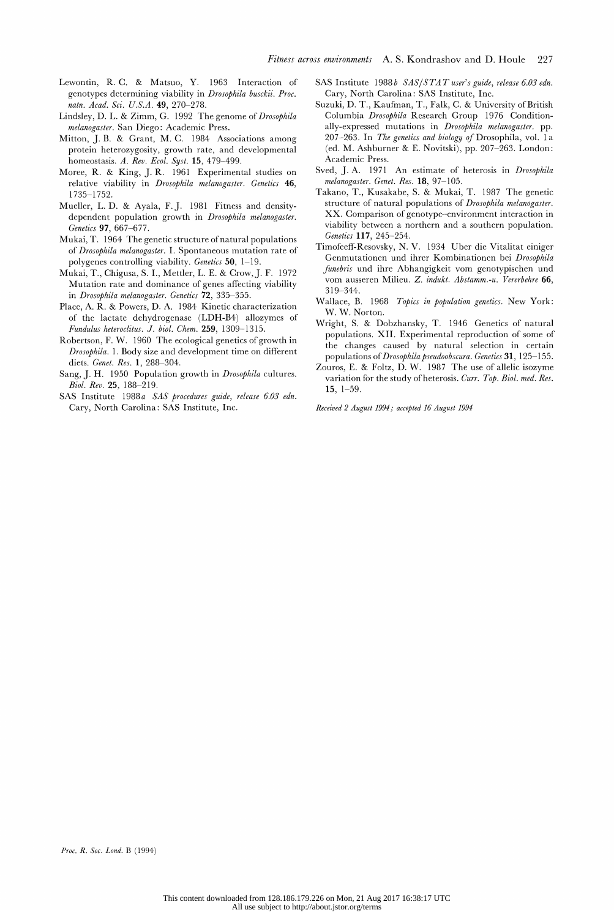Lewontin, R. C. & Matsuo, Y. 1963 Interaction of genotypes determining viability in *Drosophila busckii*. *Proc. natn. Acad. Sci. U.S.A.* **49**, 270–278.

Lindsley, D. L. & Zimm, G. 1992 The genome of *Drosophila melanogaster*. San Diego: Academic Press.

Mitton, J. B. & Grant, M. C. 1984 Associations among protein heterozygosity, growth rate, and developmental homeostasis. *A. Rev. Ecol. Syst.* **15**, 479–499.

Moree, R. & King, J. R. 1961 Experimental studies on relative viability in *Drosophila melanogaster*. *Genetics* **46**, 1735–1752.

Mueller, L. D. & Ayala, F. J. 1981 Fitness and density-dependent population growth in *Drosophila melanogaster*. *Genetics* **97**, 667–677.

Mukai, T. 1964 The genetic structure of natural populations of *Drosophila melanogaster*. I. Spontaneous mutation rate of polygenes controlling viability. *Genetics* **50**, 1–19.

Mukai, T., Chigusa, S. I., Mettler, L. E. & Crow, J. F. 1972 Mutation rate and dominance of genes affecting viability in *Drosophila melanogaster*. *Genetics* **72**, 335–355.

Place, A. R. & Powers, D. A. 1984 Kinetic characterization of the lactate dehydrogenase (LDH-B4) allozymes of *Fundulus heteroclitus*. *J. biol. Chem.* **259**, 1309–1315.

Robertson, F. W. 1960 The ecological genetics of growth in *Drosophila*. 1. Body size and development time on different diets. *Genet. Res.* **1**, 288–304.

Sang, J. H. 1950 Population growth in *Drosophila* cultures. *Biol. Rev.* **25**, 188–219.

SAS Institute 1988*a* *SAS procedures guide, release 6.03 edn*. Cary, North Carolina: SAS Institute, Inc.

SAS Institute 1988*b* *SAS/STAT user's guide, release 6.03 edn*. Cary, North Carolina: SAS Institute, Inc.

Suzuki, D. T., Kaufman, T., Falk, C. & University of British Columbia *Drosophila* Research Group 1976 Conditionally-expressed mutations in *Drosophila melanogaster*. pp. 207–263. In *The genetics and biology of* Drosophila, vol. 1a (ed. M. Ashburner & E. Novitski), pp. 207–263. London: Academic Press.

Sved, J. A. 1971 An estimate of heterosis in *Drosophila melanogaster*. *Genet. Res.* **18**, 97–105.

Takano, T., Kusakabe, S. & Mukai, T. 1987 The genetic structure of natural populations of *Drosophila melanogaster*. XX. Comparison of genotype–environment interaction in viability between a northern and a southern population. *Genetics* **117**, 245–254.

Timofeeff-Resovsky, N. V. 1934 Uber die Vitalitat einiger Genmutationen und ihrer Kombinationen bei *Drosophila funebris* und ihre Abhangigkeit vom genotypischen und vom ausseren Milieu. *Z. indukt. Abstamm.-u. Vererbehre* **66**, 319–344.

Wallace, B. 1968 *Topics in population genetics*. New York: W. W. Norton.

Wright, S. & Dobzhansky, T. 1946 Genetics of natural populations. XII. Experimental reproduction of some of the changes caused by natural selection in certain populations of *Drosophila pseudoobscura*. *Genetics* **31**, 125–155.

Zouros, E. & Foltz, D. W. 1987 The use of allelic isozyme variation for the study of heterosis. *Curr. Top. Biol. med. Res.* **15**, 1–59.

*Received 2 August 1994; accepted 16 August 1994*